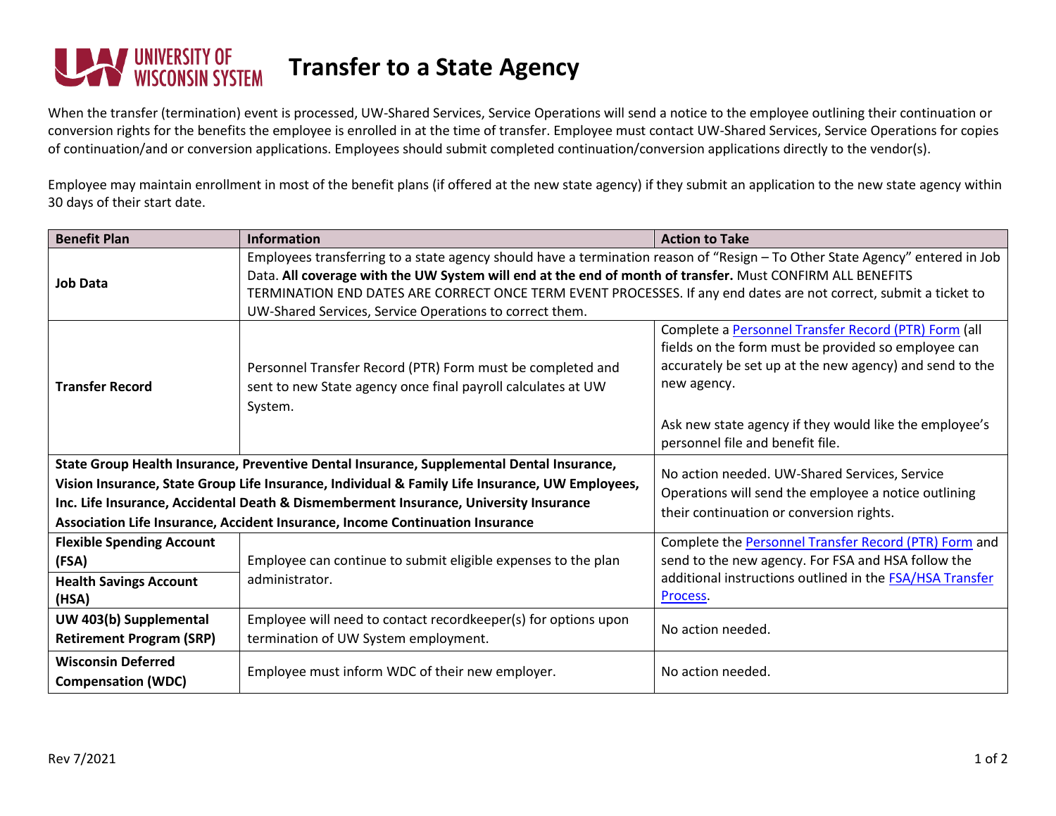# Transfer to a State Agency

When the transfer (termination) event is processed, UW-Shared Services, Service Operations will send a notice to the employee outlining their continuation or conversion rights for the benefits the employee is enrolled in at the time of transfer. Employee must contact UW-Shared Services, Service Operations for copies of continuation/and or conversion applications. Employees should submit completed continuation/conversion applications directly to the vendor(s).

Employee may maintain enrollment in most of the benefit plans (if offered at the new state agency) if they submit an application to the new state agency within 30 days of their start date.

| Benefit Plan | Information | Action to Take |
|---|---|---|
| **Job Data** | Employees transferring to a state agency should have a termination reason of "Resign – To Other State Agency" entered in Job Data. **All coverage with the UW System will end at the end of month of transfer.** Must CONFIRM ALL BENEFITS TERMINATION END DATES ARE CORRECT ONCE TERM EVENT PROCESSES. If any end dates are not correct, submit a ticket to UW-Shared Services, Service Operations to correct them. | |
| **Transfer Record** | Personnel Transfer Record (PTR) Form must be completed and sent to new State agency once final payroll calculates at UW System. | Complete a Personnel Transfer Record (PTR) Form (all fields on the form must be provided so employee can accurately be set up at the new agency) and send to the new agency.<br><br>Ask new state agency if they would like the employee's personnel file and benefit file. |
| **State Group Health Insurance, Preventive Dental Insurance, Supplemental Dental Insurance, Vision Insurance, State Group Life Insurance, Individual & Family Life Insurance, UW Employees, Inc. Life Insurance, Accidental Death & Dismemberment Insurance, University Insurance Association Life Insurance, Accident Insurance, Income Continuation Insurance** | | No action needed. UW-Shared Services, Service Operations will send the employee a notice outlining their continuation or conversion rights. |
| **Flexible Spending Account (FSA)**<br>**Health Savings Account (HSA)** | Employee can continue to submit eligible expenses to the plan administrator. | Complete the Personnel Transfer Record (PTR) Form and send to the new agency. For FSA and HSA follow the additional instructions outlined in the FSA/HSA Transfer Process. |
| **UW 403(b) Supplemental Retirement Program (SRP)** | Employee will need to contact recordkeeper(s) for options upon termination of UW System employment. | No action needed. |
| **Wisconsin Deferred Compensation (WDC)** | Employee must inform WDC of their new employer. | No action needed. |

Rev 7/2021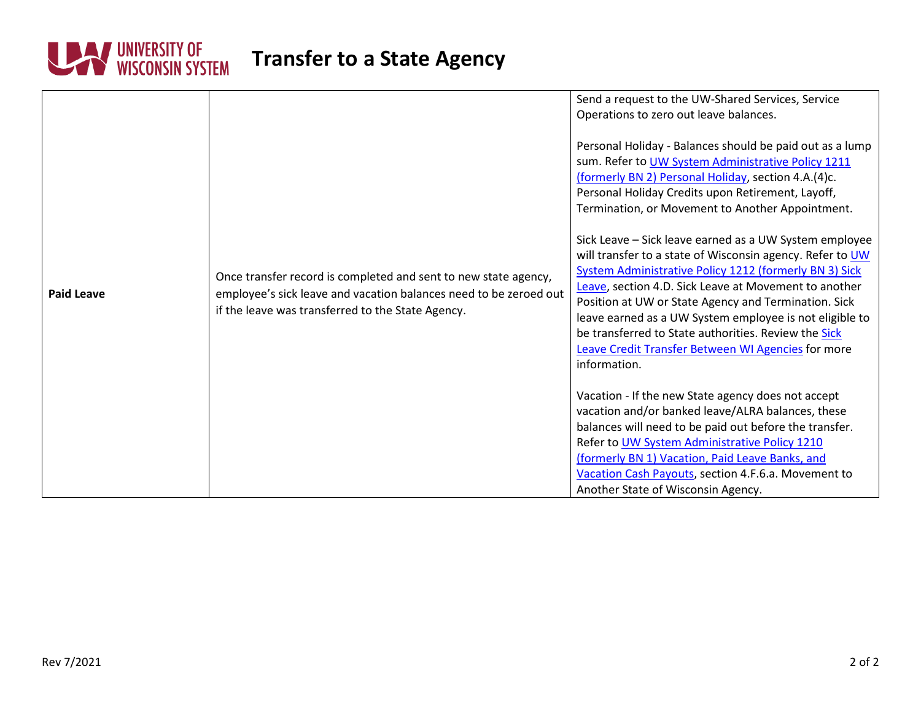# Transfer to a State Agency

| | | |
|---|---|---|
| **Paid Leave** | Once transfer record is completed and sent to new state agency, employee's sick leave and vacation balances need to be zeroed out if the leave was transferred to the State Agency. | Send a request to the UW-Shared Services, Service Operations to zero out leave balances.<br><br>Personal Holiday - Balances should be paid out as a lump sum. Refer to UW System Administrative Policy 1211 (formerly BN 2) Personal Holiday, section 4.A.(4)c. Personal Holiday Credits upon Retirement, Layoff, Termination, or Movement to Another Appointment.<br><br>Sick Leave – Sick leave earned as a UW System employee will transfer to a state of Wisconsin agency. Refer to UW System Administrative Policy 1212 (formerly BN 3) Sick Leave, section 4.D. Sick Leave at Movement to another Position at UW or State Agency and Termination. Sick leave earned as a UW System employee is not eligible to be transferred to State authorities. Review the Sick Leave Credit Transfer Between WI Agencies for more information.<br><br>Vacation - If the new State agency does not accept vacation and/or banked leave/ALRA balances, these balances will need to be paid out before the transfer. Refer to UW System Administrative Policy 1210 (formerly BN 1) Vacation, Paid Leave Banks, and Vacation Cash Payouts, section 4.F.6.a. Movement to Another State of Wisconsin Agency. |

Rev 7/2021